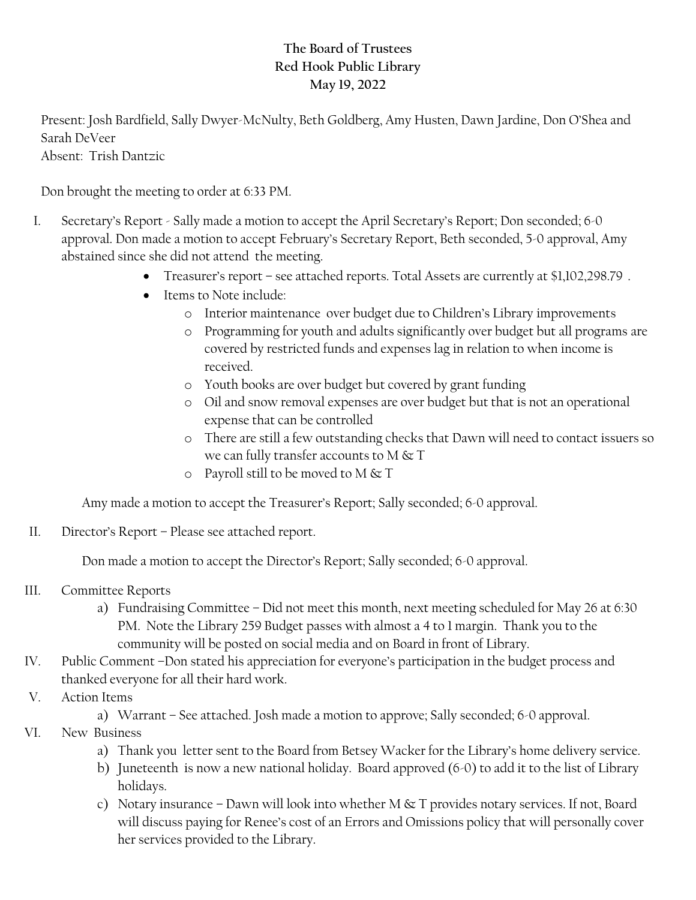**The Board of Trustees**
**Red Hook Public Library**
**May 19, 2022**

Present: Josh Bardfield, Sally Dwyer-McNulty, Beth Goldberg, Amy Husten, Dawn Jardine, Don O'Shea and Sarah DeVeer
Absent: Trish Dantzic

Don brought the meeting to order at 6:33 PM.

I. Secretary's Report - Sally made a motion to accept the April Secretary's Report; Don seconded; 6-0 approval. Don made a motion to accept February's Secretary Report, Beth seconded, 5-0 approval, Amy abstained since she did not attend the meeting.
   - Treasurer's report – see attached reports. Total Assets are currently at $1,102,298.79 .
   - Items to Note include:
     - Interior maintenance over budget due to Children's Library improvements
     - Programming for youth and adults significantly over budget but all programs are covered by restricted funds and expenses lag in relation to when income is received.
     - Youth books are over budget but covered by grant funding
     - Oil and snow removal expenses are over budget but that is not an operational expense that can be controlled
     - There are still a few outstanding checks that Dawn will need to contact issuers so we can fully transfer accounts to M & T
     - Payroll still to be moved to M & T

   Amy made a motion to accept the Treasurer's Report; Sally seconded; 6-0 approval.

II. Director's Report – Please see attached report.

   Don made a motion to accept the Director's Report; Sally seconded; 6-0 approval.

III. Committee Reports
   a) Fundraising Committee – Did not meet this month, next meeting scheduled for May 26 at 6:30 PM. Note the Library 259 Budget passes with almost a 4 to 1 margin. Thank you to the community will be posted on social media and on Board in front of Library.

IV. Public Comment –Don stated his appreciation for everyone's participation in the budget process and thanked everyone for all their hard work.

V. Action Items
   a) Warrant – See attached. Josh made a motion to approve; Sally seconded; 6-0 approval.

VI. New Business
   a) Thank you letter sent to the Board from Betsey Wacker for the Library's home delivery service.
   b) Juneteenth is now a new national holiday. Board approved (6-0) to add it to the list of Library holidays.
   c) Notary insurance – Dawn will look into whether M & T provides notary services. If not, Board will discuss paying for Renee's cost of an Errors and Omissions policy that will personally cover her services provided to the Library.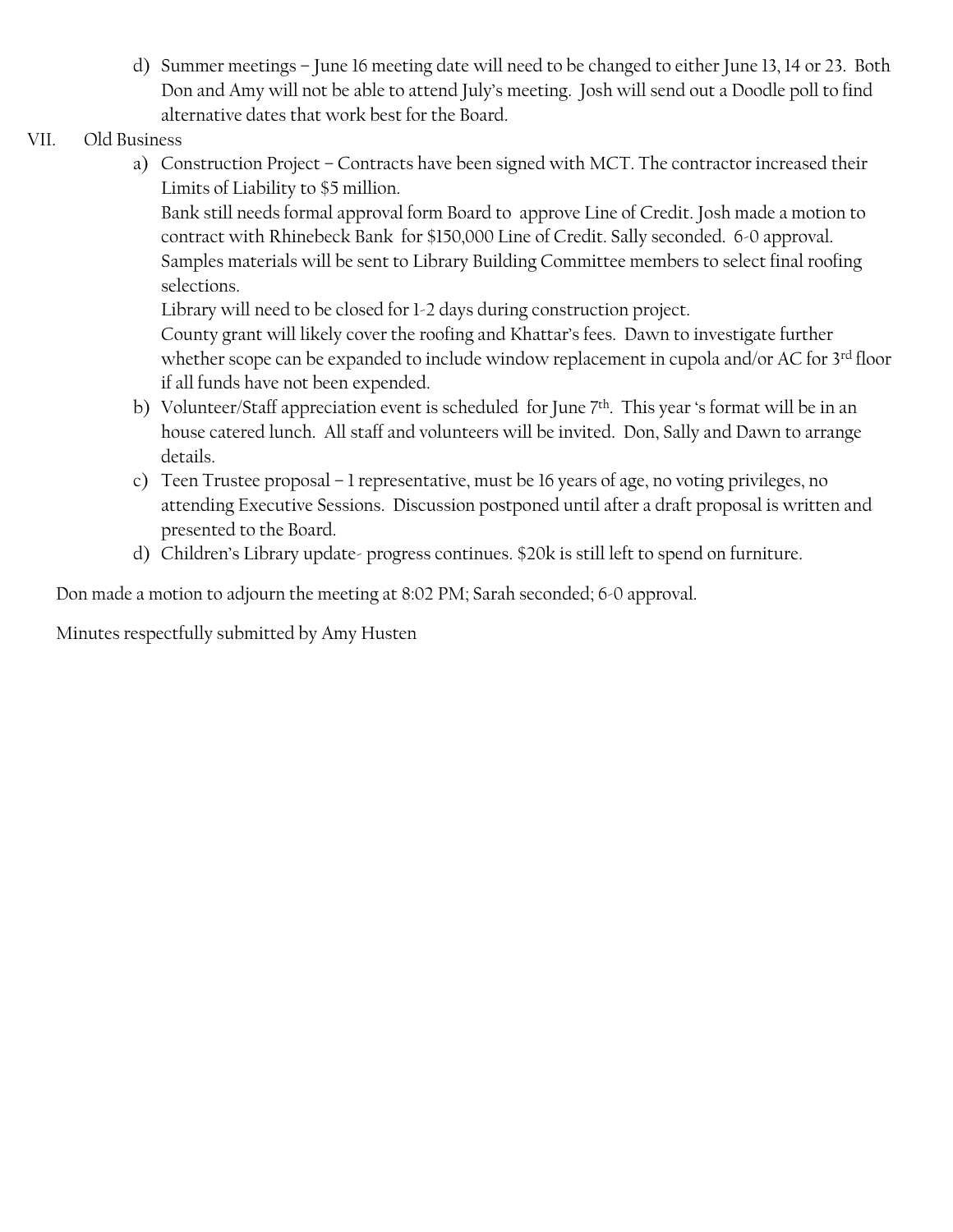d) Summer meetings – June 16 meeting date will need to be changed to either June 13, 14 or 23. Both Don and Amy will not be able to attend July's meeting. Josh will send out a Doodle poll to find alternative dates that work best for the Board.

VII. Old Business

a) Construction Project – Contracts have been signed with MCT. The contractor increased their Limits of Liability to $5 million.
Bank still needs formal approval form Board to approve Line of Credit. Josh made a motion to contract with Rhinebeck Bank for $150,000 Line of Credit. Sally seconded. 6-0 approval.
Samples materials will be sent to Library Building Committee members to select final roofing selections.
Library will need to be closed for 1-2 days during construction project.
County grant will likely cover the roofing and Khattar's fees. Dawn to investigate further whether scope can be expanded to include window replacement in cupola and/or AC for 3rd floor if all funds have not been expended.

b) Volunteer/Staff appreciation event is scheduled for June 7th. This year 's format will be in an house catered lunch. All staff and volunteers will be invited. Don, Sally and Dawn to arrange details.

c) Teen Trustee proposal – 1 representative, must be 16 years of age, no voting privileges, no attending Executive Sessions. Discussion postponed until after a draft proposal is written and presented to the Board.

d) Children's Library update- progress continues. $20k is still left to spend on furniture.

Don made a motion to adjourn the meeting at 8:02 PM; Sarah seconded; 6-0 approval.

Minutes respectfully submitted by Amy Husten